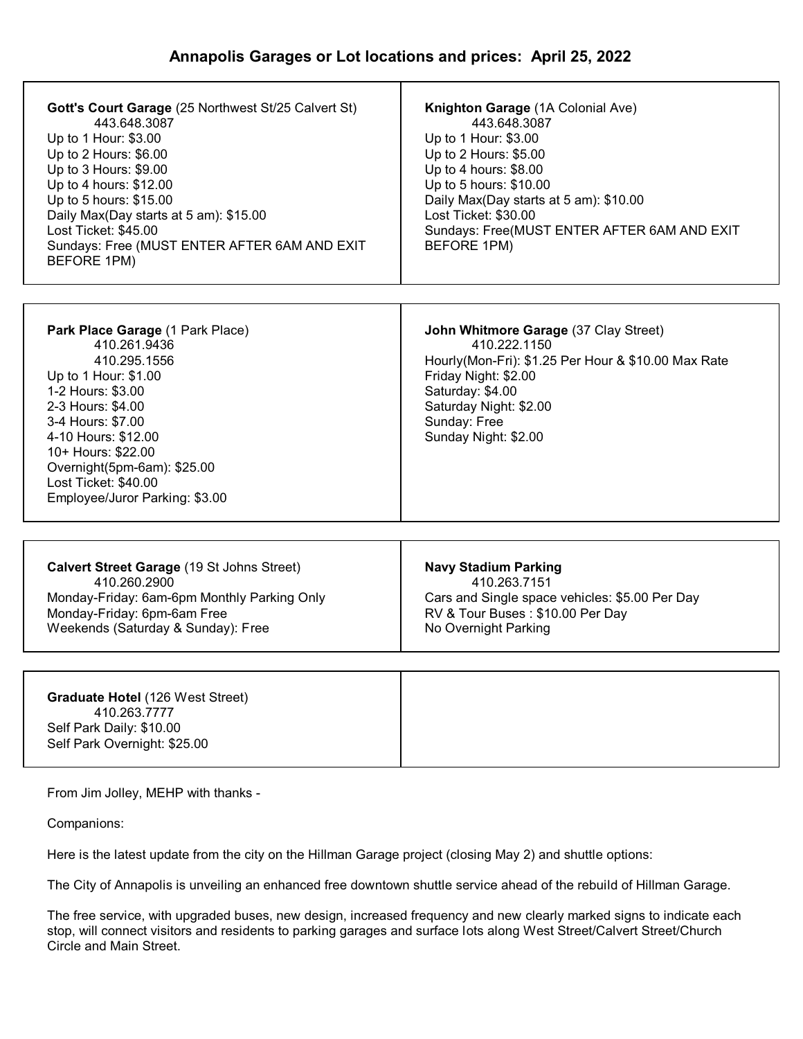## Annapolis Garages or Lot locations and prices: April 25, 2022

**Gott's Court Garage** (25 Northwest St/25 Calvert St)
443.648.3087
Up to 1 Hour: $3.00
Up to 2 Hours: $6.00
Up to 3 Hours: $9.00
Up to 4 hours: $12.00
Up to 5 hours: $15.00
Daily Max(Day starts at 5 am): $15.00
Lost Ticket: $45.00
Sundays: Free (MUST ENTER AFTER 6AM AND EXIT BEFORE 1PM)

**Knighton Garage** (1A Colonial Ave)
443.648.3087
Up to 1 Hour: $3.00
Up to 2 Hours: $5.00
Up to 4 hours: $8.00
Up to 5 hours: $10.00
Daily Max(Day starts at 5 am): $10.00
Lost Ticket: $30.00
Sundays: Free(MUST ENTER AFTER 6AM AND EXIT BEFORE 1PM)

**Park Place Garage** (1 Park Place)
410.261.9436
410.295.1556
Up to 1 Hour: $1.00
1-2 Hours: $3.00
2-3 Hours: $4.00
3-4 Hours: $7.00
4-10 Hours: $12.00
10+ Hours: $22.00
Overnight(5pm-6am): $25.00
Lost Ticket: $40.00
Employee/Juror Parking: $3.00

**John Whitmore Garage** (37 Clay Street)
410.222.1150
Hourly(Mon-Fri): $1.25 Per Hour & $10.00 Max Rate
Friday Night: $2.00
Saturday: $4.00
Saturday Night: $2.00
Sunday: Free
Sunday Night: $2.00

**Calvert Street Garage** (19 St Johns Street)
410.260.2900
Monday-Friday: 6am-6pm Monthly Parking Only
Monday-Friday: 6pm-6am Free
Weekends (Saturday & Sunday): Free

**Navy Stadium Parking**
410.263.7151
Cars and Single space vehicles: $5.00 Per Day
RV & Tour Buses : $10.00 Per Day
No Overnight Parking

**Graduate Hotel** (126 West Street)
410.263.7777
Self Park Daily: $10.00
Self Park Overnight: $25.00

From Jim Jolley, MEHP with thanks -

Companions:

Here is the latest update from the city on the Hillman Garage project (closing May 2) and shuttle options:

The City of Annapolis is unveiling an enhanced free downtown shuttle service ahead of the rebuild of Hillman Garage.

The free service, with upgraded buses, new design, increased frequency and new clearly marked signs to indicate each stop, will connect visitors and residents to parking garages and surface lots along West Street/Calvert Street/Church Circle and Main Street.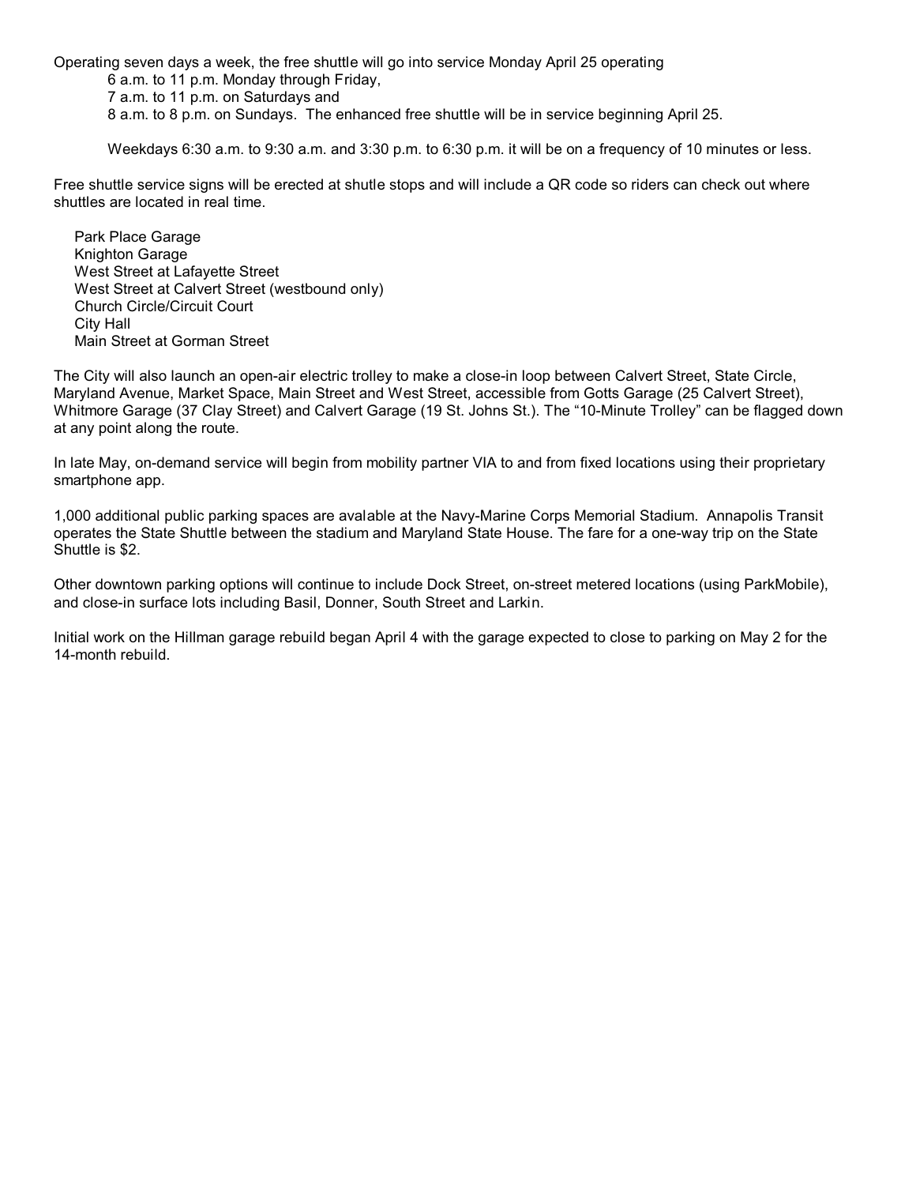Operating seven days a week, the free shuttle will go into service Monday April 25 operating

6 a.m. to 11 p.m. Monday through Friday,
7 a.m. to 11 p.m. on Saturdays and
8 a.m. to 8 p.m. on Sundays. The enhanced free shuttle will be in service beginning April 25.

Weekdays 6:30 a.m. to 9:30 a.m. and 3:30 p.m. to 6:30 p.m. it will be on a frequency of 10 minutes or less.

Free shuttle service signs will be erected at shutle stops and will include a QR code so riders can check out where shuttles are located in real time.

Park Place Garage
Knighton Garage
West Street at Lafayette Street
West Street at Calvert Street (westbound only)
Church Circle/Circuit Court
City Hall
Main Street at Gorman Street

The City will also launch an open-air electric trolley to make a close-in loop between Calvert Street, State Circle, Maryland Avenue, Market Space, Main Street and West Street, accessible from Gotts Garage (25 Calvert Street), Whitmore Garage (37 Clay Street) and Calvert Garage (19 St. Johns St.). The "10-Minute Trolley" can be flagged down at any point along the route.

In late May, on-demand service will begin from mobility partner VIA to and from fixed locations using their proprietary smartphone app.

1,000 additional public parking spaces are avalable at the Navy-Marine Corps Memorial Stadium. Annapolis Transit operates the State Shuttle between the stadium and Maryland State House. The fare for a one-way trip on the State Shuttle is $2.

Other downtown parking options will continue to include Dock Street, on-street metered locations (using ParkMobile), and close-in surface lots including Basil, Donner, South Street and Larkin.

Initial work on the Hillman garage rebuild began April 4 with the garage expected to close to parking on May 2 for the 14-month rebuild.